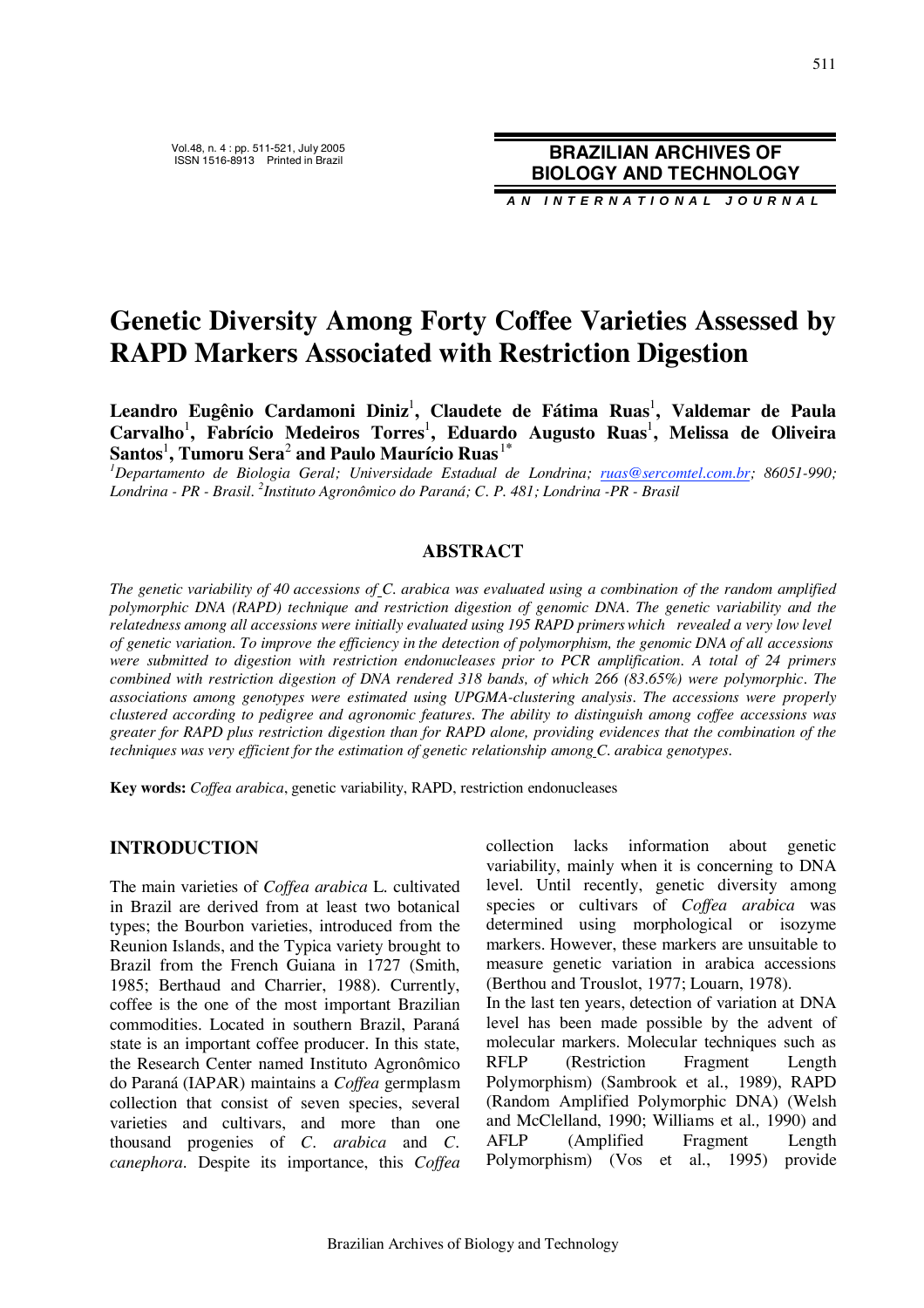# Genetic Diversity Among Forty Coffee Varieties Assessed by RAPD Markers Associated with Restriction Digestion

**Leandro Eugênio Cardamoni Diniz[1], Claudete de Fátima Ruas[1], Valdemar de Paula Carvalho[1], Fabrício Medeiros Torres[1], Eduardo Augusto Ruas[1], Melissa de Oliveira Santos[1], Tumoru Sera[2] and Paulo Maurício Ruas[1*]**

[1]*Departamento de Biologia Geral; Universidade Estadual de Londrina; ruas@sercomtel.com.br; 86051-990; Londrina - PR - Brasil.* [2]*Instituto Agronômico do Paraná; C. P. 481; Londrina -PR - Brasil*

## ABSTRACT

*The genetic variability of 40 accessions of C. arabica was evaluated using a combination of the random amplified polymorphic DNA (RAPD) technique and restriction digestion of genomic DNA. The genetic variability and the relatedness among all accessions were initially evaluated using 195 RAPD primers which revealed a very low level of genetic variation. To improve the efficiency in the detection of polymorphism, the genomic DNA of all accessions were submitted to digestion with restriction endonucleases prior to PCR amplification. A total of 24 primers combined with restriction digestion of DNA rendered 318 bands, of which 266 (83.65%) were polymorphic. The associations among genotypes were estimated using UPGMA-clustering analysis. The accessions were properly clustered according to pedigree and agronomic features. The ability to distinguish among coffee accessions was greater for RAPD plus restriction digestion than for RAPD alone, providing evidences that the combination of the techniques was very efficient for the estimation of genetic relationship among C. arabica genotypes.*

**Key words:** *Coffea arabica*, genetic variability, RAPD, restriction endonucleases

## INTRODUCTION

The main varieties of *Coffea arabica* L. cultivated in Brazil are derived from at least two botanical types; the Bourbon varieties, introduced from the Reunion Islands, and the Typica variety brought to Brazil from the French Guiana in 1727 (Smith, 1985; Berthaud and Charrier, 1988). Currently, coffee is the one of the most important Brazilian commodities. Located in southern Brazil, Paraná state is an important coffee producer. In this state, the Research Center named Instituto Agronômico do Paraná (IAPAR) maintains a *Coffea* germplasm collection that consist of seven species, several varieties and cultivars, and more than one thousand progenies of *C. arabica* and *C. canephora*. Despite its importance, this *Coffea* collection lacks information about genetic variability, mainly when it is concerning to DNA level. Until recently, genetic diversity among species or cultivars of *Coffea arabica* was determined using morphological or isozyme markers. However, these markers are unsuitable to measure genetic variation in arabica accessions (Berthou and Trouslot, 1977; Louarn, 1978).

In the last ten years, detection of variation at DNA level has been made possible by the advent of molecular markers. Molecular techniques such as RFLP (Restriction Fragment Length Polymorphism) (Sambrook et al., 1989), RAPD (Random Amplified Polymorphic DNA) (Welsh and McClelland, 1990; Williams et al., 1990) and AFLP (Amplified Fragment Length Polymorphism) (Vos et al., 1995) provide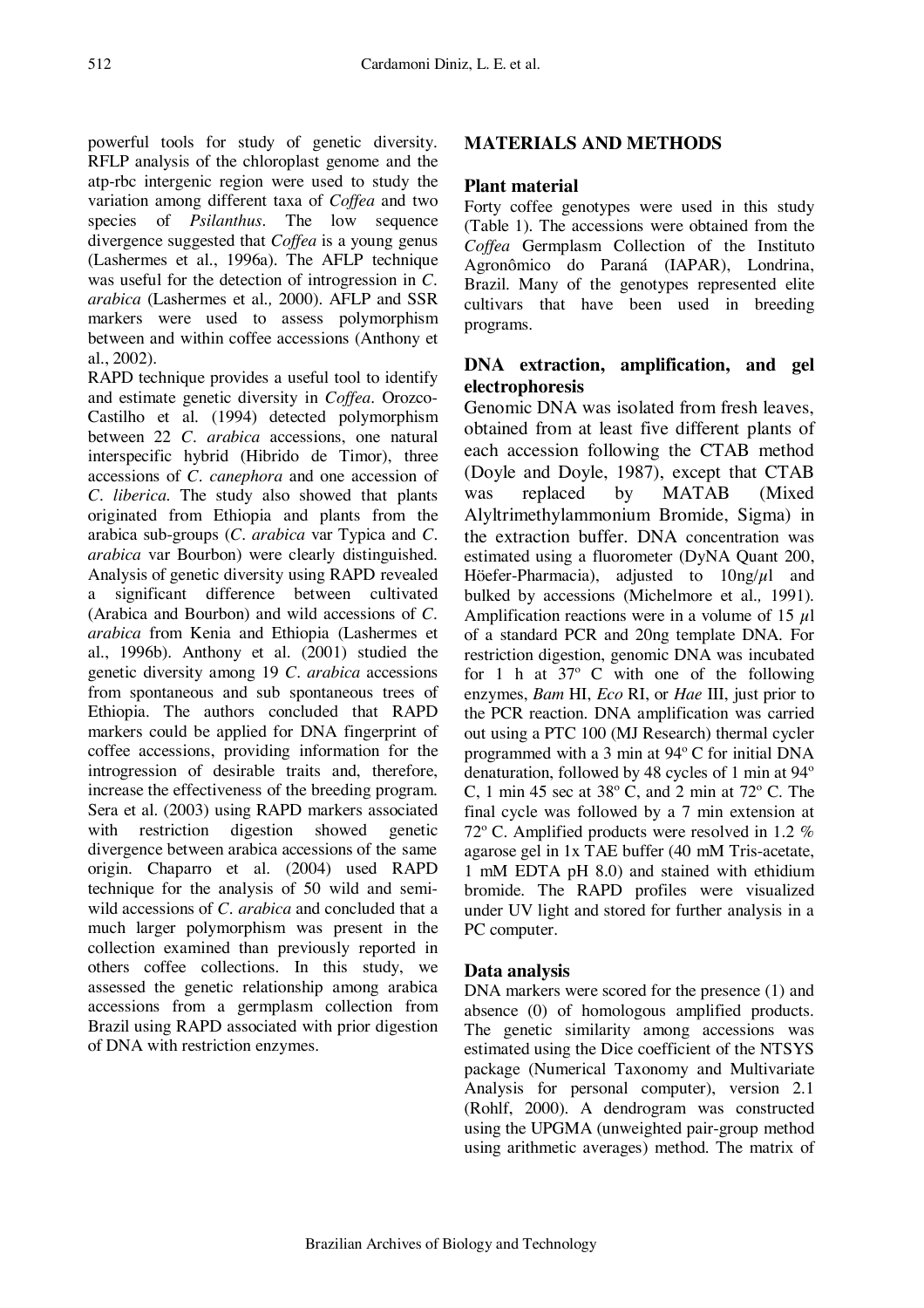powerful tools for study of genetic diversity. RFLP analysis of the chloroplast genome and the atp-rbc intergenic region were used to study the variation among different taxa of *Coffea* and two species of *Psilanthus*. The low sequence divergence suggested that *Coffea* is a young genus (Lashermes et al., 1996a). The AFLP technique was useful for the detection of introgression in *C. arabica* (Lashermes et al., 2000). AFLP and SSR markers were used to assess polymorphism between and within coffee accessions (Anthony et al., 2002).

RAPD technique provides a useful tool to identify and estimate genetic diversity in *Coffea*. Orozco-Castilho et al. (1994) detected polymorphism between 22 *C. arabica* accessions, one natural interspecific hybrid (Hibrido de Timor), three accessions of *C. canephora* and one accession of *C. liberica*. The study also showed that plants originated from Ethiopia and plants from the arabica sub-groups (*C. arabica* var Typica and *C. arabica* var Bourbon) were clearly distinguished. Analysis of genetic diversity using RAPD revealed a significant difference between cultivated (Arabica and Bourbon) and wild accessions of *C. arabica* from Kenia and Ethiopia (Lashermes et al., 1996b). Anthony et al. (2001) studied the genetic diversity among 19 *C. arabica* accessions from spontaneous and sub spontaneous trees of Ethiopia. The authors concluded that RAPD markers could be applied for DNA fingerprint of coffee accessions, providing information for the introgression of desirable traits and, therefore, increase the effectiveness of the breeding program. Sera et al. (2003) using RAPD markers associated with restriction digestion showed genetic divergence between arabica accessions of the same origin. Chaparro et al. (2004) used RAPD technique for the analysis of 50 wild and semi-wild accessions of *C. arabica* and concluded that a much larger polymorphism was present in the collection examined than previously reported in others coffee collections. In this study, we assessed the genetic relationship among arabica accessions from a germplasm collection from Brazil using RAPD associated with prior digestion of DNA with restriction enzymes.

## MATERIALS AND METHODS

### Plant material

Forty coffee genotypes were used in this study (Table 1). The accessions were obtained from the *Coffea* Germplasm Collection of the Instituto Agronômico do Paraná (IAPAR), Londrina, Brazil. Many of the genotypes represented elite cultivars that have been used in breeding programs.

### DNA extraction, amplification, and gel electrophoresis

Genomic DNA was isolated from fresh leaves, obtained from at least five different plants of each accession following the CTAB method (Doyle and Doyle, 1987), except that CTAB was replaced by MATAB (Mixed Alyltrimethylammonium Bromide, Sigma) in the extraction buffer. DNA concentration was estimated using a fluorometer (DyNA Quant 200, Höefer-Pharmacia), adjusted to 10ng/$\mu$l and bulked by accessions (Michelmore et al., 1991). Amplification reactions were in a volume of 15 $\mu$l of a standard PCR and 20ng template DNA. For restriction digestion, genomic DNA was incubated for 1 h at 37º C with one of the following enzymes, *Bam* HI, *Eco* RI, or *Hae* III, just prior to the PCR reaction. DNA amplification was carried out using a PTC 100 (MJ Research) thermal cycler programmed with a 3 min at 94º C for initial DNA denaturation, followed by 48 cycles of 1 min at 94º C, 1 min 45 sec at 38º C, and 2 min at 72º C. The final cycle was followed by a 7 min extension at 72º C. Amplified products were resolved in 1.2 % agarose gel in 1x TAE buffer (40 mM Tris-acetate, 1 mM EDTA pH 8.0) and stained with ethidium bromide. The RAPD profiles were visualized under UV light and stored for further analysis in a PC computer.

### Data analysis

DNA markers were scored for the presence (1) and absence (0) of homologous amplified products. The genetic similarity among accessions was estimated using the Dice coefficient of the NTSYS package (Numerical Taxonomy and Multivariate Analysis for personal computer), version 2.1 (Rohlf, 2000). A dendrogram was constructed using the UPGMA (unweighted pair-group method using arithmetic averages) method. The matrix of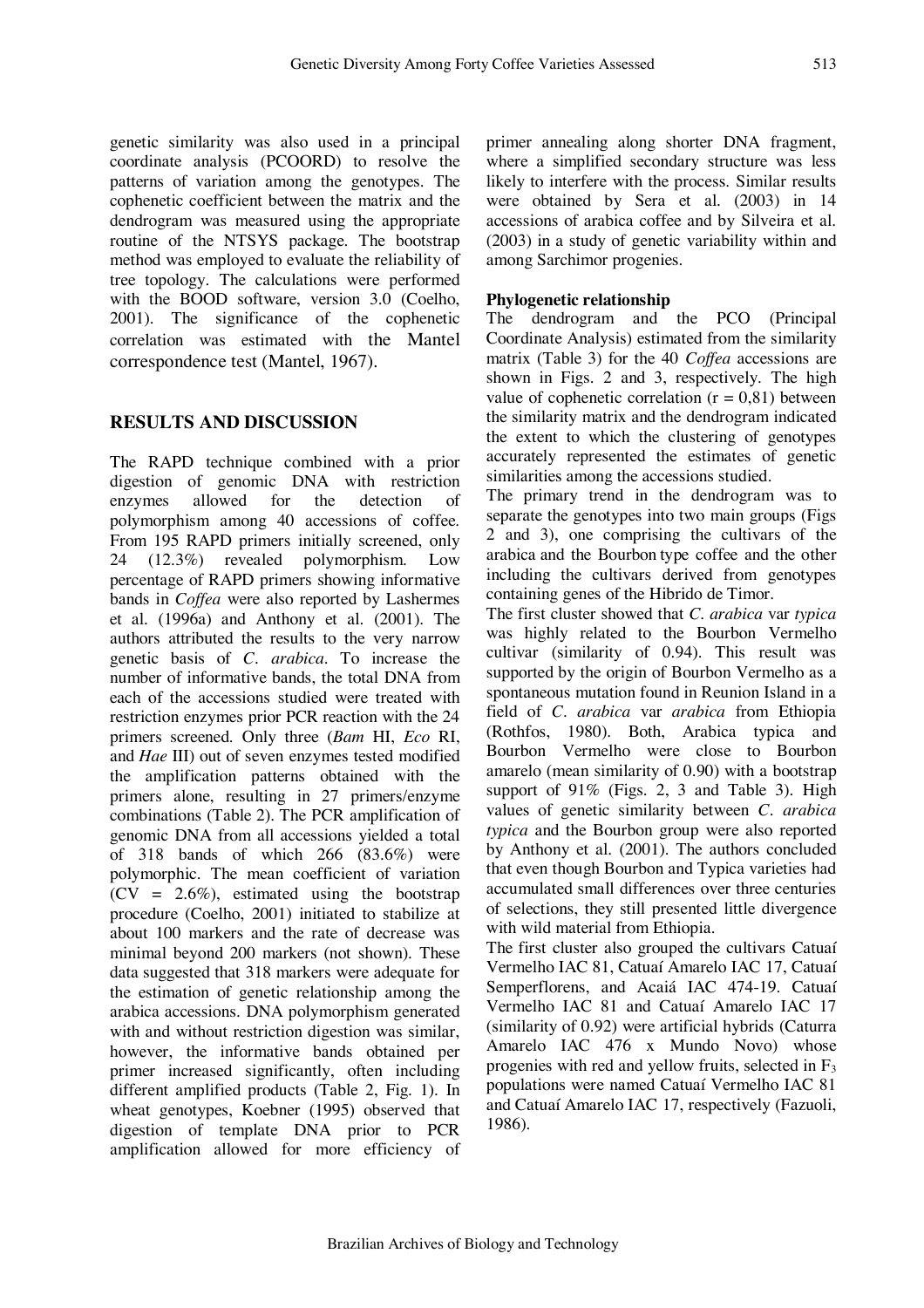genetic similarity was also used in a principal coordinate analysis (PCOORD) to resolve the patterns of variation among the genotypes. The cophenetic coefficient between the matrix and the dendrogram was measured using the appropriate routine of the NTSYS package. The bootstrap method was employed to evaluate the reliability of tree topology. The calculations were performed with the BOOD software, version 3.0 (Coelho, 2001). The significance of the cophenetic correlation was estimated with the Mantel correspondence test (Mantel, 1967).

## RESULTS AND DISCUSSION

The RAPD technique combined with a prior digestion of genomic DNA with restriction enzymes allowed for the detection of polymorphism among 40 accessions of coffee. From 195 RAPD primers initially screened, only 24 (12.3%) revealed polymorphism. Low percentage of RAPD primers showing informative bands in *Coffea* were also reported by Lashermes et al. (1996a) and Anthony et al. (2001). The authors attributed the results to the very narrow genetic basis of *C. arabica*. To increase the number of informative bands, the total DNA from each of the accessions studied were treated with restriction enzymes prior PCR reaction with the 24 primers screened. Only three (*Bam* HI, *Eco* RI, and *Hae* III) out of seven enzymes tested modified the amplification patterns obtained with the primers alone, resulting in 27 primers/enzyme combinations (Table 2). The PCR amplification of genomic DNA from all accessions yielded a total of 318 bands of which 266 (83.6%) were polymorphic. The mean coefficient of variation (CV = 2.6%), estimated using the bootstrap procedure (Coelho, 2001) initiated to stabilize at about 100 markers and the rate of decrease was minimal beyond 200 markers (not shown). These data suggested that 318 markers were adequate for the estimation of genetic relationship among the arabica accessions. DNA polymorphism generated with and without restriction digestion was similar, however, the informative bands obtained per primer increased significantly, often including different amplified products (Table 2, Fig. 1). In wheat genotypes, Koebner (1995) observed that digestion of template DNA prior to PCR amplification allowed for more efficiency of primer annealing along shorter DNA fragment, where a simplified secondary structure was less likely to interfere with the process. Similar results were obtained by Sera et al. (2003) in 14 accessions of arabica coffee and by Silveira et al. (2003) in a study of genetic variability within and among Sarchimor progenies.

### Phylogenetic relationship

The dendrogram and the PCO (Principal Coordinate Analysis) estimated from the similarity matrix (Table 3) for the 40 *Coffea* accessions are shown in Figs. 2 and 3, respectively. The high value of cophenetic correlation (r = 0,81) between the similarity matrix and the dendrogram indicated the extent to which the clustering of genotypes accurately represented the estimates of genetic similarities among the accessions studied.

The primary trend in the dendrogram was to separate the genotypes into two main groups (Figs 2 and 3), one comprising the cultivars of the arabica and the Bourbon type coffee and the other including the cultivars derived from genotypes containing genes of the Hibrido de Timor.

The first cluster showed that *C. arabica* var *typica* was highly related to the Bourbon Vermelho cultivar (similarity of 0.94). This result was supported by the origin of Bourbon Vermelho as a spontaneous mutation found in Reunion Island in a field of *C. arabica* var *arabica* from Ethiopia (Rothfos, 1980). Both, Arabica typica and Bourbon Vermelho were close to Bourbon amarelo (mean similarity of 0.90) with a bootstrap support of 91% (Figs. 2, 3 and Table 3). High values of genetic similarity between *C. arabica typica* and the Bourbon group were also reported by Anthony et al. (2001). The authors concluded that even though Bourbon and Typica varieties had accumulated small differences over three centuries of selections, they still presented little divergence with wild material from Ethiopia.

The first cluster also grouped the cultivars Catuaí Vermelho IAC 81, Catuaí Amarelo IAC 17, Catuaí Semperflorens, and Acaiá IAC 474-19. Catuaí Vermelho IAC 81 and Catuaí Amarelo IAC 17 (similarity of 0.92) were artificial hybrids (Caturra Amarelo IAC 476 x Mundo Novo) whose progenies with red and yellow fruits, selected in $F_3$ populations were named Catuaí Vermelho IAC 81 and Catuaí Amarelo IAC 17, respectively (Fazuoli, 1986).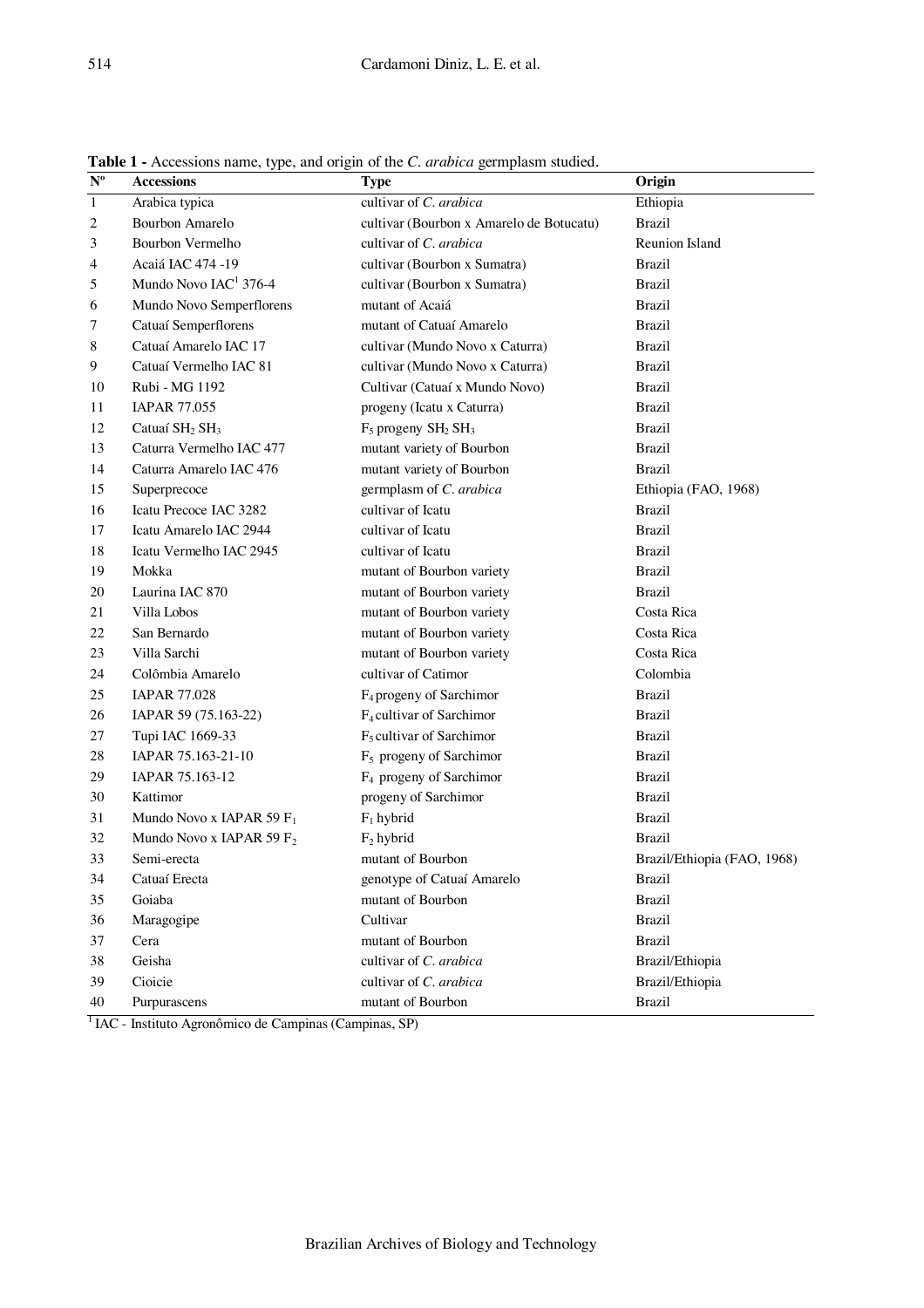**Table 1 -** Accessions name, type, and origin of the *C. arabica* germplasm studied.

| Nº | Accessions | Type | Origin |
|---|---|---|---|
| 1 | Arabica typica | cultivar of *C. arabica* | Ethiopia |
| 2 | Bourbon Amarelo | cultivar (Bourbon x Amarelo de Botucatu) | Brazil |
| 3 | Bourbon Vermelho | cultivar of *C. arabica* | Reunion Island |
| 4 | Acaiá IAC 474 -19 | cultivar (Bourbon x Sumatra) | Brazil |
| 5 | Mundo Novo IAC[1] 376-4 | cultivar (Bourbon x Sumatra) | Brazil |
| 6 | Mundo Novo Semperflorens | mutant of Acaiá | Brazil |
| 7 | Catuaí Semperflorens | mutant of Catuaí Amarelo | Brazil |
| 8 | Catuaí Amarelo IAC 17 | cultivar (Mundo Novo x Caturra) | Brazil |
| 9 | Catuaí Vermelho IAC 81 | cultivar (Mundo Novo x Caturra) | Brazil |
| 10 | Rubi - MG 1192 | Cultivar (Catuaí x Mundo Novo) | Brazil |
| 11 | IAPAR 77.055 | progeny (Icatu x Caturra) | Brazil |
| 12 | Catuaí $SH_2$ $SH_3$ | $F_5$ progeny $SH_2$ $SH_3$ | Brazil |
| 13 | Caturra Vermelho IAC 477 | mutant variety of Bourbon | Brazil |
| 14 | Caturra Amarelo IAC 476 | mutant variety of Bourbon | Brazil |
| 15 | Superprecoce | germplasm of *C. arabica* | Ethiopia (FAO, 1968) |
| 16 | Icatu Precoce IAC 3282 | cultivar of Icatu | Brazil |
| 17 | Icatu Amarelo IAC 2944 | cultivar of Icatu | Brazil |
| 18 | Icatu Vermelho IAC 2945 | cultivar of Icatu | Brazil |
| 19 | Mokka | mutant of Bourbon variety | Brazil |
| 20 | Laurina IAC 870 | mutant of Bourbon variety | Brazil |
| 21 | Villa Lobos | mutant of Bourbon variety | Costa Rica |
| 22 | San Bernardo | mutant of Bourbon variety | Costa Rica |
| 23 | Villa Sarchi | mutant of Bourbon variety | Costa Rica |
| 24 | Colômbia Amarelo | cultivar of Catimor | Colombia |
| 25 | IAPAR 77.028 | $F_4$ progeny of Sarchimor | Brazil |
| 26 | IAPAR 59 (75.163-22) | $F_4$ cultivar of Sarchimor | Brazil |
| 27 | Tupi IAC 1669-33 | $F_5$ cultivar of Sarchimor | Brazil |
| 28 | IAPAR 75.163-21-10 | $F_5$ progeny of Sarchimor | Brazil |
| 29 | IAPAR 75.163-12 | $F_4$ progeny of Sarchimor | Brazil |
| 30 | Kattimor | progeny of Sarchimor | Brazil |
| 31 | Mundo Novo x IAPAR 59 $F_1$ | $F_1$ hybrid | Brazil |
| 32 | Mundo Novo x IAPAR 59 $F_2$ | $F_2$ hybrid | Brazil |
| 33 | Semi-erecta | mutant of Bourbon | Brazil/Ethiopia (FAO, 1968) |
| 34 | Catuaí Erecta | genotype of Catuaí Amarelo | Brazil |
| 35 | Goiaba | mutant of Bourbon | Brazil |
| 36 | Maragogipe | Cultivar | Brazil |
| 37 | Cera | mutant of Bourbon | Brazil |
| 38 | Geisha | cultivar of *C. arabica* | Brazil/Ethiopia |
| 39 | Cioicie | cultivar of *C. arabica* | Brazil/Ethiopia |
| 40 | Purpurascens | mutant of Bourbon | Brazil |

[1] IAC - Instituto Agronômico de Campinas (Campinas, SP)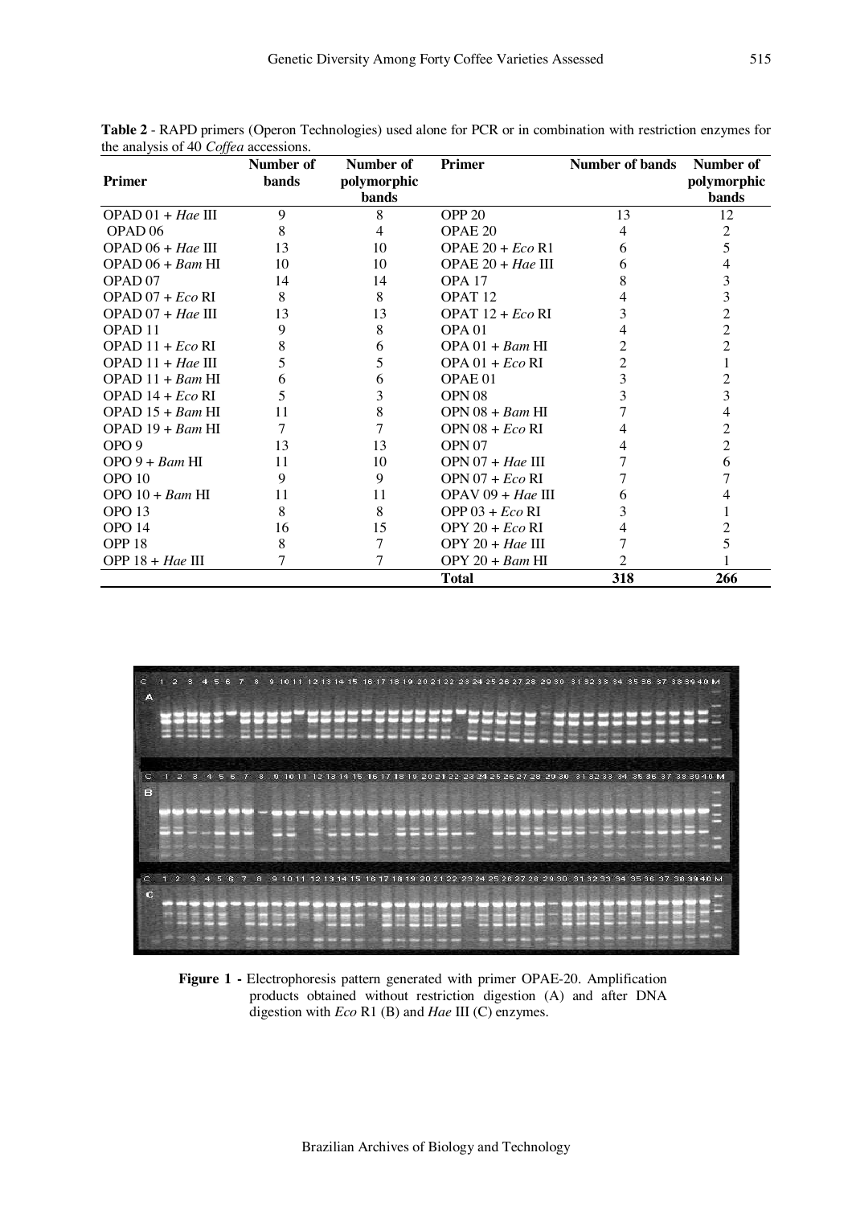**Table 2** - RAPD primers (Operon Technologies) used alone for PCR or in combination with restriction enzymes for the analysis of 40 *Coffea* accessions.

| Primer | Number of bands | Number of polymorphic bands | Primer | Number of bands | Number of polymorphic bands |
|---|---|---|---|---|---|
| OPAD 01 + *Hae* III | 9 | 8 | OPP 20 | 13 | 12 |
| OPAD 06 | 8 | 4 | OPAE 20 | 4 | 2 |
| OPAD 06 + *Hae* III | 13 | 10 | OPAE 20 + *Eco* R1 | 6 | 5 |
| OPAD 06 + *Bam* HI | 10 | 10 | OPAE 20 + *Hae* III | 6 | 4 |
| OPAD 07 | 14 | 14 | OPA 17 | 8 | 3 |
| OPAD 07 + *Eco* RI | 8 | 8 | OPAT 12 | 4 | 3 |
| OPAD 07 + *Hae* III | 13 | 13 | OPAT 12 + *Eco* RI | 3 | 2 |
| OPAD 11 | 9 | 8 | OPA 01 | 4 | 2 |
| OPAD 11 + *Eco* RI | 8 | 6 | OPA 01 + *Bam* HI | 2 | 2 |
| OPAD 11 + *Hae* III | 5 | 5 | OPA 01 + *Eco* RI | 2 | 1 |
| OPAD 11 + *Bam* HI | 6 | 6 | OPAE 01 | 3 | 2 |
| OPAD 14 + *Eco* RI | 5 | 3 | OPN 08 | 3 | 3 |
| OPAD 15 + *Bam* HI | 11 | 8 | OPN 08 + *Bam* HI | 7 | 4 |
| OPAD 19 + *Bam* HI | 7 | 7 | OPN 08 + *Eco* RI | 4 | 2 |
| OPO 9 | 13 | 13 | OPN 07 | 4 | 2 |
| OPO 9 + *Bam* HI | 11 | 10 | OPN 07 + *Hae* III | 7 | 6 |
| OPO 10 | 9 | 9 | OPN 07 + *Eco* RI | 7 | 7 |
| OPO 10 + *Bam* HI | 11 | 11 | OPAV 09 + *Hae* III | 6 | 4 |
| OPO 13 | 8 | 8 | OPP 03 + *Eco* RI | 3 | 1 |
| OPO 14 | 16 | 15 | OPY 20 + *Eco* RI | 4 | 2 |
| OPP 18 | 8 | 7 | OPY 20 + *Hae* III | 7 | 5 |
| OPP 18 + *Hae* III | 7 | 7 | OPY 20 + *Bam* HI | 2 | 1 |
| | | | **Total** | **318** | **266** |

**Figure 1 -** Electrophoresis pattern generated with primer OPAE-20. Amplification products obtained without restriction digestion (A) and after DNA digestion with *Eco* R1 (B) and *Hae* III (C) enzymes.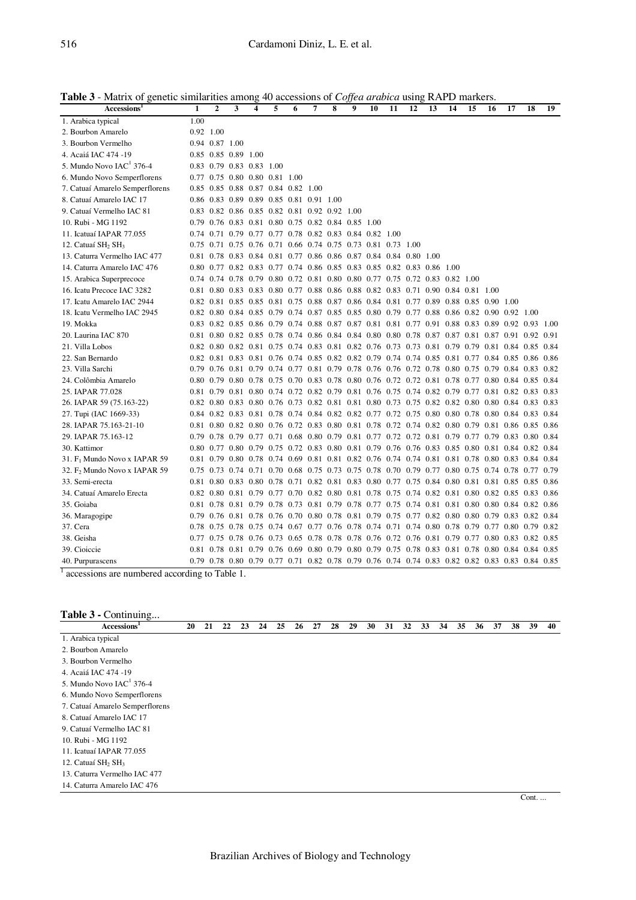**Table 3** - Matrix of genetic similarities among 40 accessions of *Coffea arabica* using RAPD markers.

| Accessions[1] | 1 | 2 | 3 | 4 | 5 | 6 | 7 | 8 | 9 | 10 | 11 | 12 | 13 | 14 | 15 | 16 | 17 | 18 | 19 |
|---|---|---|---|---|---|---|---|---|---|---|---|---|---|---|---|---|---|---|---|
| 1. Arabica typical | 1.00 | | | | | | | | | | | | | | | | | | |
| 2. Bourbon Amarelo | 0.92 | 1.00 | | | | | | | | | | | | | | | | | |
| 3. Bourbon Vermelho | 0.94 | 0.87 | 1.00 | | | | | | | | | | | | | | | | |
| 4. Acaiá IAC 474 -19 | 0.85 | 0.85 | 0.89 | 1.00 | | | | | | | | | | | | | | | |
| 5. Mundo Novo IAC[1] 376-4 | 0.83 | 0.79 | 0.83 | 0.83 | 1.00 | | | | | | | | | | | | | | |
| 6. Mundo Novo Semperflorens | 0.77 | 0.75 | 0.80 | 0.80 | 0.81 | 1.00 | | | | | | | | | | | | | |
| 7. Catuaí Amarelo Semperflorens | 0.85 | 0.85 | 0.88 | 0.87 | 0.84 | 0.82 | 1.00 | | | | | | | | | | | | |
| 8. Catuaí Amarelo IAC 17 | 0.86 | 0.83 | 0.89 | 0.89 | 0.85 | 0.81 | 0.91 | 1.00 | | | | | | | | | | | |
| 9. Catuaí Vermelho IAC 81 | 0.83 | 0.82 | 0.86 | 0.85 | 0.82 | 0.81 | 0.92 | 0.92 | 1.00 | | | | | | | | | | |
| 10. Rubi - MG 1192 | 0.79 | 0.76 | 0.83 | 0.81 | 0.80 | 0.75 | 0.82 | 0.84 | 0.85 | 1.00 | | | | | | | | | |
| 11. Icatuaí IAPAR 77.055 | 0.74 | 0.71 | 0.79 | 0.77 | 0.77 | 0.78 | 0.82 | 0.83 | 0.84 | 0.82 | 1.00 | | | | | | | | |
| 12. Catuaí $SH_2$ $SH_3$ | 0.75 | 0.71 | 0.75 | 0.76 | 0.71 | 0.66 | 0.74 | 0.75 | 0.73 | 0.81 | 0.73 | 1.00 | | | | | | | |
| 13. Caturra Vermelho IAC 477 | 0.81 | 0.78 | 0.83 | 0.84 | 0.81 | 0.77 | 0.86 | 0.86 | 0.87 | 0.84 | 0.84 | 0.80 | 1.00 | | | | | | |
| 14. Caturra Amarelo IAC 476 | 0.80 | 0.77 | 0.82 | 0.83 | 0.77 | 0.74 | 0.86 | 0.85 | 0.83 | 0.85 | 0.82 | 0.83 | 0.86 | 1.00 | | | | | |
| 15. Arabica Superprecoce | 0.74 | 0.74 | 0.78 | 0.79 | 0.80 | 0.72 | 0.81 | 0.80 | 0.80 | 0.77 | 0.75 | 0.72 | 0.83 | 0.82 | 1.00 | | | | |
| 16. Icatu Precoce IAC 3282 | 0.81 | 0.80 | 0.83 | 0.83 | 0.80 | 0.77 | 0.88 | 0.86 | 0.88 | 0.82 | 0.83 | 0.71 | 0.90 | 0.84 | 0.81 | 1.00 | | | |
| 17. Icatu Amarelo IAC 2944 | 0.82 | 0.81 | 0.85 | 0.85 | 0.81 | 0.75 | 0.88 | 0.87 | 0.86 | 0.84 | 0.81 | 0.77 | 0.89 | 0.88 | 0.85 | 0.90 | 1.00 | | |
| 18. Icatu Vermelho IAC 2945 | 0.82 | 0.80 | 0.84 | 0.85 | 0.79 | 0.74 | 0.87 | 0.85 | 0.85 | 0.80 | 0.79 | 0.77 | 0.88 | 0.86 | 0.82 | 0.90 | 0.92 | 1.00 | |
| 19. Mokka | 0.83 | 0.82 | 0.85 | 0.86 | 0.79 | 0.74 | 0.88 | 0.87 | 0.87 | 0.81 | 0.81 | 0.77 | 0.91 | 0.88 | 0.83 | 0.89 | 0.92 | 0.93 | 1.00 |
| 20. Laurina IAC 870 | 0.81 | 0.80 | 0.82 | 0.85 | 0.78 | 0.74 | 0.86 | 0.84 | 0.84 | 0.80 | 0.80 | 0.78 | 0.87 | 0.87 | 0.81 | 0.87 | 0.91 | 0.92 | 0.91 |
| 21. Villa Lobos | 0.82 | 0.80 | 0.82 | 0.81 | 0.75 | 0.74 | 0.83 | 0.81 | 0.82 | 0.76 | 0.73 | 0.73 | 0.81 | 0.79 | 0.79 | 0.81 | 0.84 | 0.85 | 0.84 |
| 22. San Bernardo | 0.82 | 0.81 | 0.83 | 0.81 | 0.76 | 0.74 | 0.85 | 0.82 | 0.82 | 0.79 | 0.74 | 0.74 | 0.85 | 0.81 | 0.77 | 0.84 | 0.85 | 0.86 | 0.86 |
| 23. Villa Sarchi | 0.79 | 0.76 | 0.81 | 0.79 | 0.74 | 0.77 | 0.81 | 0.79 | 0.78 | 0.76 | 0.76 | 0.72 | 0.78 | 0.80 | 0.75 | 0.79 | 0.84 | 0.83 | 0.82 |
| 24. Colômbia Amarelo | 0.80 | 0.79 | 0.80 | 0.78 | 0.75 | 0.70 | 0.83 | 0.78 | 0.80 | 0.76 | 0.72 | 0.72 | 0.81 | 0.78 | 0.77 | 0.80 | 0.84 | 0.85 | 0.84 |
| 25. IAPAR 77.028 | 0.81 | 0.79 | 0.81 | 0.80 | 0.74 | 0.72 | 0.82 | 0.79 | 0.81 | 0.76 | 0.75 | 0.74 | 0.82 | 0.79 | 0.77 | 0.81 | 0.82 | 0.83 | 0.83 |
| 26. IAPAR 59 (75.163-22) | 0.82 | 0.80 | 0.83 | 0.80 | 0.76 | 0.73 | 0.82 | 0.81 | 0.81 | 0.80 | 0.73 | 0.75 | 0.82 | 0.82 | 0.80 | 0.80 | 0.84 | 0.83 | 0.83 |
| 27. Tupi (IAC 1669-33) | 0.84 | 0.82 | 0.83 | 0.81 | 0.78 | 0.74 | 0.84 | 0.82 | 0.82 | 0.77 | 0.72 | 0.75 | 0.80 | 0.80 | 0.78 | 0.80 | 0.84 | 0.83 | 0.84 |
| 28. IAPAR 75.163-21-10 | 0.81 | 0.80 | 0.82 | 0.80 | 0.76 | 0.72 | 0.83 | 0.80 | 0.81 | 0.78 | 0.72 | 0.74 | 0.82 | 0.80 | 0.79 | 0.81 | 0.86 | 0.85 | 0.86 |
| 29. IAPAR 75.163-12 | 0.79 | 0.78 | 0.79 | 0.77 | 0.71 | 0.68 | 0.80 | 0.79 | 0.81 | 0.77 | 0.72 | 0.72 | 0.81 | 0.79 | 0.77 | 0.79 | 0.83 | 0.80 | 0.84 |
| 30. Kattimor | 0.80 | 0.77 | 0.80 | 0.79 | 0.75 | 0.72 | 0.83 | 0.80 | 0.81 | 0.79 | 0.76 | 0.76 | 0.83 | 0.85 | 0.80 | 0.81 | 0.84 | 0.82 | 0.84 |
| 31. $F_1$ Mundo Novo x IAPAR 59 | 0.81 | 0.79 | 0.80 | 0.78 | 0.74 | 0.69 | 0.81 | 0.81 | 0.82 | 0.76 | 0.74 | 0.74 | 0.81 | 0.81 | 0.78 | 0.80 | 0.83 | 0.84 | 0.84 |
| 32. $F_2$ Mundo Novo x IAPAR 59 | 0.75 | 0.73 | 0.74 | 0.71 | 0.70 | 0.68 | 0.75 | 0.73 | 0.75 | 0.78 | 0.70 | 0.79 | 0.77 | 0.80 | 0.75 | 0.74 | 0.78 | 0.77 | 0.79 |
| 33. Semi-erecta | 0.81 | 0.80 | 0.83 | 0.80 | 0.78 | 0.71 | 0.82 | 0.81 | 0.83 | 0.80 | 0.77 | 0.75 | 0.84 | 0.80 | 0.81 | 0.81 | 0.85 | 0.85 | 0.86 |
| 34. Catuaí Amarelo Erecta | 0.82 | 0.80 | 0.81 | 0.79 | 0.77 | 0.70 | 0.82 | 0.80 | 0.81 | 0.78 | 0.75 | 0.74 | 0.82 | 0.81 | 0.80 | 0.82 | 0.85 | 0.83 | 0.86 |
| 35. Goiaba | 0.81 | 0.78 | 0.81 | 0.79 | 0.78 | 0.73 | 0.81 | 0.79 | 0.78 | 0.77 | 0.75 | 0.74 | 0.81 | 0.81 | 0.80 | 0.80 | 0.84 | 0.82 | 0.86 |
| 36. Maragogipe | 0.79 | 0.76 | 0.81 | 0.78 | 0.76 | 0.70 | 0.80 | 0.78 | 0.81 | 0.79 | 0.75 | 0.77 | 0.82 | 0.80 | 0.80 | 0.79 | 0.83 | 0.82 | 0.84 |
| 37. Cera | 0.78 | 0.75 | 0.78 | 0.75 | 0.74 | 0.67 | 0.77 | 0.76 | 0.78 | 0.74 | 0.71 | 0.74 | 0.80 | 0.78 | 0.79 | 0.77 | 0.80 | 0.79 | 0.82 |
| 38. Geisha | 0.77 | 0.75 | 0.78 | 0.76 | 0.73 | 0.65 | 0.78 | 0.78 | 0.78 | 0.76 | 0.72 | 0.76 | 0.81 | 0.79 | 0.77 | 0.80 | 0.83 | 0.82 | 0.85 |
| 39. Cioiccie | 0.81 | 0.78 | 0.81 | 0.79 | 0.76 | 0.69 | 0.80 | 0.79 | 0.80 | 0.79 | 0.75 | 0.78 | 0.83 | 0.81 | 0.78 | 0.80 | 0.84 | 0.84 | 0.85 |
| 40. Purpurascens | 0.79 | 0.78 | 0.80 | 0.79 | 0.77 | 0.71 | 0.82 | 0.78 | 0.79 | 0.76 | 0.74 | 0.74 | 0.83 | 0.82 | 0.82 | 0.83 | 0.83 | 0.84 | 0.85 |

[1] accessions are numbered according to Table 1.

**Table 3 -** Continuing...

| Accessions[1] | 20 | 21 | 22 | 23 | 24 | 25 | 26 | 27 | 28 | 29 | 30 | 31 | 32 | 33 | 34 | 35 | 36 | 37 | 38 | 39 | 40 |
|---|---|---|---|---|---|---|---|---|---|---|---|---|---|---|---|---|---|---|---|---|---|
| 1. Arabica typical | | | | | | | | | | | | | | | | | | | | | |
| 2. Bourbon Amarelo | | | | | | | | | | | | | | | | | | | | | |
| 3. Bourbon Vermelho | | | | | | | | | | | | | | | | | | | | | |
| 4. Acaiá IAC 474 -19 | | | | | | | | | | | | | | | | | | | | | |
| 5. Mundo Novo IAC[1] 376-4 | | | | | | | | | | | | | | | | | | | | | |
| 6. Mundo Novo Semperflorens | | | | | | | | | | | | | | | | | | | | | |
| 7. Catuaí Amarelo Semperflorens | | | | | | | | | | | | | | | | | | | | | |
| 8. Catuaí Amarelo IAC 17 | | | | | | | | | | | | | | | | | | | | | |
| 9. Catuaí Vermelho IAC 81 | | | | | | | | | | | | | | | | | | | | | |
| 10. Rubi - MG 1192 | | | | | | | | | | | | | | | | | | | | | |
| 11. Icatuaí IAPAR 77.055 | | | | | | | | | | | | | | | | | | | | | |
| 12. Catuaí $SH_2$ $SH_3$ | | | | | | | | | | | | | | | | | | | | | |
| 13. Caturra Vermelho IAC 477 | | | | | | | | | | | | | | | | | | | | | |
| 14. Caturra Amarelo IAC 476 | | | | | | | | | | | | | | | | | | | | | |

Cont. ...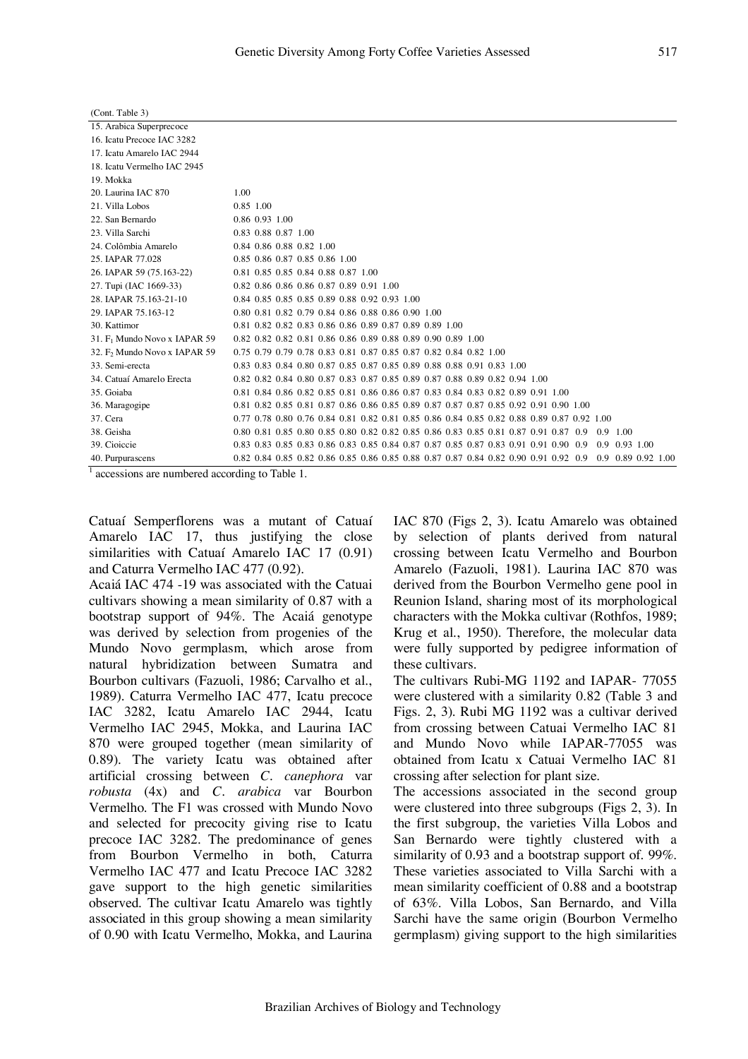(Cont. Table 3)

| Accession | | | | | | | | | | | | | | | | | | | | | |
|---|---|---|---|---|---|---|---|---|---|---|---|---|---|---|---|---|---|---|---|---|---|
| 15. Arabica Superprecoce | | | | | | | | | | | | | | | | | | | | | |
| 16. Icatu Precoce IAC 3282 | | | | | | | | | | | | | | | | | | | | | |
| 17. Icatu Amarelo IAC 2944 | | | | | | | | | | | | | | | | | | | | | |
| 18. Icatu Vermelho IAC 2945 | | | | | | | | | | | | | | | | | | | | | |
| 19. Mokka | | | | | | | | | | | | | | | | | | | | | |
| 20. Laurina IAC 870 | 1.00 | | | | | | | | | | | | | | | | | | | | |
| 21. Villa Lobos | 0.85 | 1.00 | | | | | | | | | | | | | | | | | | | |
| 22. San Bernardo | 0.86 | 0.93 | 1.00 | | | | | | | | | | | | | | | | | | |
| 23. Villa Sarchi | 0.83 | 0.88 | 0.87 | 1.00 | | | | | | | | | | | | | | | | | |
| 24. Colômbia Amarelo | 0.84 | 0.86 | 0.88 | 0.82 | 1.00 | | | | | | | | | | | | | | | | |
| 25. IAPAR 77.028 | 0.85 | 0.86 | 0.87 | 0.85 | 0.86 | 1.00 | | | | | | | | | | | | | | | |
| 26. IAPAR 59 (75.163-22) | 0.81 | 0.85 | 0.85 | 0.84 | 0.88 | 0.87 | 1.00 | | | | | | | | | | | | | | |
| 27. Tupi (IAC 1669-33) | 0.82 | 0.86 | 0.86 | 0.86 | 0.87 | 0.89 | 0.91 | 1.00 | | | | | | | | | | | | | |
| 28. IAPAR 75.163-21-10 | 0.84 | 0.85 | 0.85 | 0.85 | 0.89 | 0.88 | 0.92 | 0.93 | 1.00 | | | | | | | | | | | | |
| 29. IAPAR 75.163-12 | 0.80 | 0.81 | 0.82 | 0.79 | 0.84 | 0.86 | 0.88 | 0.86 | 0.90 | 1.00 | | | | | | | | | | | |
| 30. Kattimor | 0.81 | 0.82 | 0.82 | 0.83 | 0.86 | 0.86 | 0.89 | 0.87 | 0.89 | 0.89 | 1.00 | | | | | | | | | | |
| 31. $F_1$ Mundo Novo x IAPAR 59 | 0.82 | 0.82 | 0.82 | 0.81 | 0.86 | 0.86 | 0.89 | 0.88 | 0.89 | 0.90 | 0.89 | 1.00 | | | | | | | | | |
| 32. $F_2$ Mundo Novo x IAPAR 59 | 0.75 | 0.79 | 0.79 | 0.78 | 0.83 | 0.81 | 0.87 | 0.85 | 0.87 | 0.82 | 0.84 | 0.82 | 1.00 | | | | | | | | |
| 33. Semi-erecta | 0.83 | 0.83 | 0.84 | 0.80 | 0.87 | 0.85 | 0.87 | 0.85 | 0.89 | 0.88 | 0.88 | 0.91 | 0.83 | 1.00 | | | | | | | |
| 34. Catuaí Amarelo Erecta | 0.82 | 0.82 | 0.84 | 0.80 | 0.87 | 0.83 | 0.87 | 0.85 | 0.89 | 0.87 | 0.88 | 0.89 | 0.82 | 0.94 | 1.00 | | | | | | |
| 35. Goiaba | 0.81 | 0.84 | 0.86 | 0.82 | 0.85 | 0.81 | 0.86 | 0.86 | 0.87 | 0.83 | 0.84 | 0.83 | 0.82 | 0.89 | 0.91 | 1.00 | | | | | |
| 36. Maragogipe | 0.81 | 0.82 | 0.85 | 0.81 | 0.87 | 0.86 | 0.86 | 0.85 | 0.89 | 0.87 | 0.87 | 0.87 | 0.85 | 0.92 | 0.91 | 0.90 | 1.00 | | | | |
| 37. Cera | 0.77 | 0.78 | 0.80 | 0.76 | 0.84 | 0.81 | 0.82 | 0.81 | 0.85 | 0.86 | 0.84 | 0.85 | 0.82 | 0.88 | 0.89 | 0.87 | 0.92 | 1.00 | | | |
| 38. Geisha | 0.80 | 0.81 | 0.85 | 0.80 | 0.85 | 0.80 | 0.82 | 0.82 | 0.85 | 0.86 | 0.83 | 0.85 | 0.81 | 0.87 | 0.91 | 0.87 | 0.9 | 0.9 | 1.00 | | |
| 39. Cioiccie | 0.83 | 0.83 | 0.85 | 0.83 | 0.86 | 0.83 | 0.85 | 0.84 | 0.87 | 0.87 | 0.85 | 0.87 | 0.83 | 0.91 | 0.91 | 0.90 | 0.9 | 0.9 | 0.93 | 1.00 | |
| 40. Purpurascens | 0.82 | 0.84 | 0.85 | 0.82 | 0.86 | 0.85 | 0.86 | 0.85 | 0.88 | 0.87 | 0.87 | 0.84 | 0.82 | 0.90 | 0.91 | 0.92 | 0.9 | 0.9 | 0.89 | 0.92 | 1.00 |

[1] accessions are numbered according to Table 1.

Catuaí Semperflorens was a mutant of Catuaí Amarelo IAC 17, thus justifying the close similarities with Catuaí Amarelo IAC 17 (0.91) and Caturra Vermelho IAC 477 (0.92).

Acaiá IAC 474 -19 was associated with the Catuai cultivars showing a mean similarity of 0.87 with a bootstrap support of 94%. The Acaiá genotype was derived by selection from progenies of the Mundo Novo germplasm, which arose from natural hybridization between Sumatra and Bourbon cultivars (Fazuoli, 1986; Carvalho et al., 1989). Caturra Vermelho IAC 477, Icatu precoce IAC 3282, Icatu Amarelo IAC 2944, Icatu Vermelho IAC 2945, Mokka, and Laurina IAC 870 were grouped together (mean similarity of 0.89). The variety Icatu was obtained after artificial crossing between *C. canephora* var *robusta* (4x) and *C. arabica* var Bourbon Vermelho. The F1 was crossed with Mundo Novo and selected for precocity giving rise to Icatu precoce IAC 3282. The predominance of genes from Bourbon Vermelho in both, Caturra Vermelho IAC 477 and Icatu Precoce IAC 3282 gave support to the high genetic similarities observed. The cultivar Icatu Amarelo was tightly associated in this group showing a mean similarity of 0.90 with Icatu Vermelho, Mokka, and Laurina IAC 870 (Figs 2, 3). Icatu Amarelo was obtained by selection of plants derived from natural crossing between Icatu Vermelho and Bourbon Amarelo (Fazuoli, 1981). Laurina IAC 870 was derived from the Bourbon Vermelho gene pool in Reunion Island, sharing most of its morphological characters with the Mokka cultivar (Rothfos, 1989; Krug et al., 1950). Therefore, the molecular data were fully supported by pedigree information of these cultivars.

The cultivars Rubi-MG 1192 and IAPAR- 77055 were clustered with a similarity 0.82 (Table 3 and Figs. 2, 3). Rubi MG 1192 was a cultivar derived from crossing between Catuai Vermelho IAC 81 and Mundo Novo while IAPAR-77055 was obtained from Icatu x Catuai Vermelho IAC 81 crossing after selection for plant size.

The accessions associated in the second group were clustered into three subgroups (Figs 2, 3). In the first subgroup, the varieties Villa Lobos and San Bernardo were tightly clustered with a similarity of 0.93 and a bootstrap support of. 99%. These varieties associated to Villa Sarchi with a mean similarity coefficient of 0.88 and a bootstrap of 63%. Villa Lobos, San Bernardo, and Villa Sarchi have the same origin (Bourbon Vermelho germplasm) giving support to the high similarities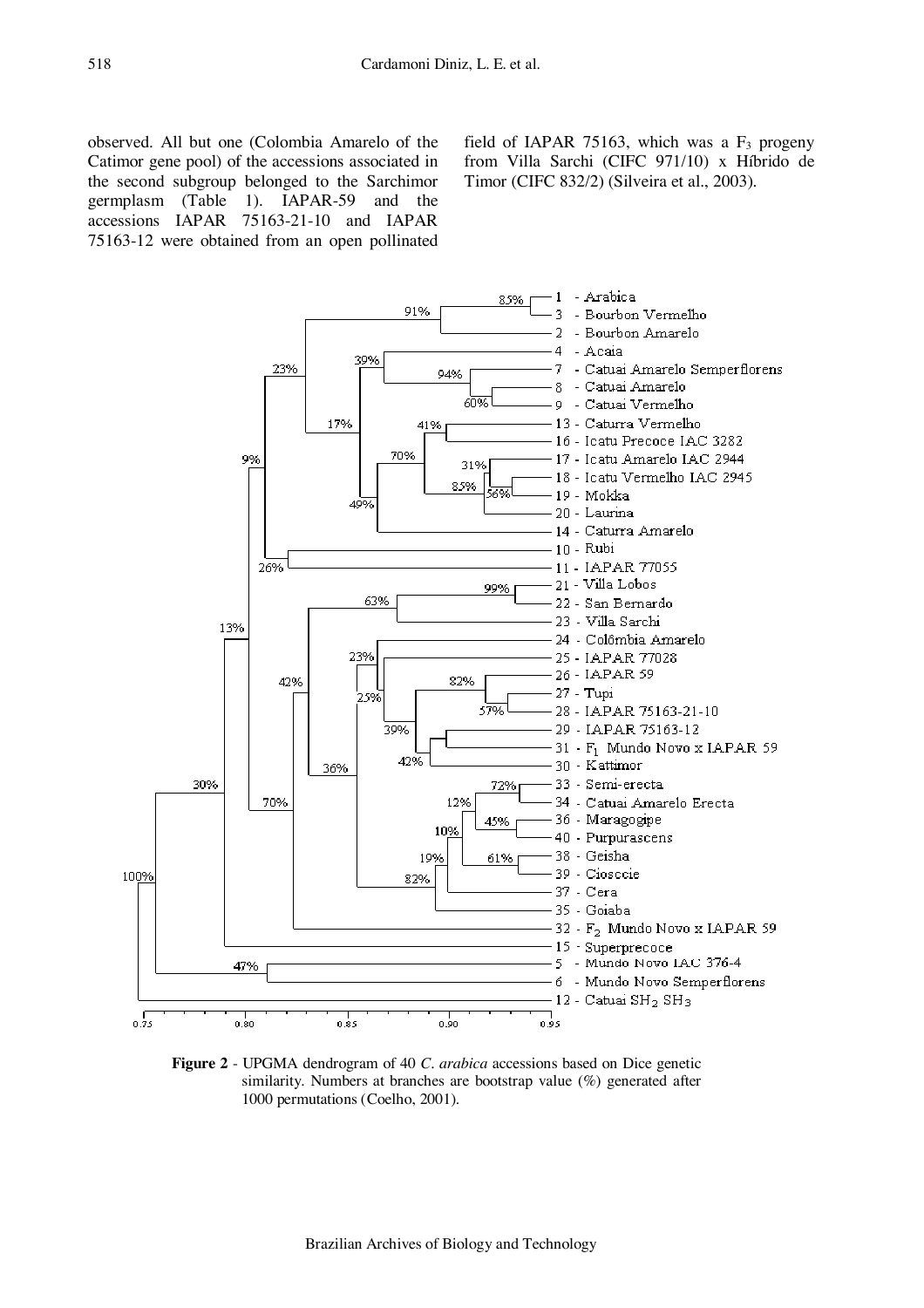observed. All but one (Colombia Amarelo of the Catimor gene pool) of the accessions associated in the second subgroup belonged to the Sarchimor germplasm (Table 1). IAPAR-59 and the accessions IAPAR 75163-21-10 and IAPAR 75163-12 were obtained from an open pollinated field of IAPAR 75163, which was a $F_3$ progeny from Villa Sarchi (CIFC 971/10) x Híbrido de Timor (CIFC 832/2) (Silveira et al., 2003).

**Figure 2** - UPGMA dendrogram of 40 *C. arabica* accessions based on Dice genetic similarity. Numbers at branches are bootstrap value (%) generated after 1000 permutations (Coelho, 2001).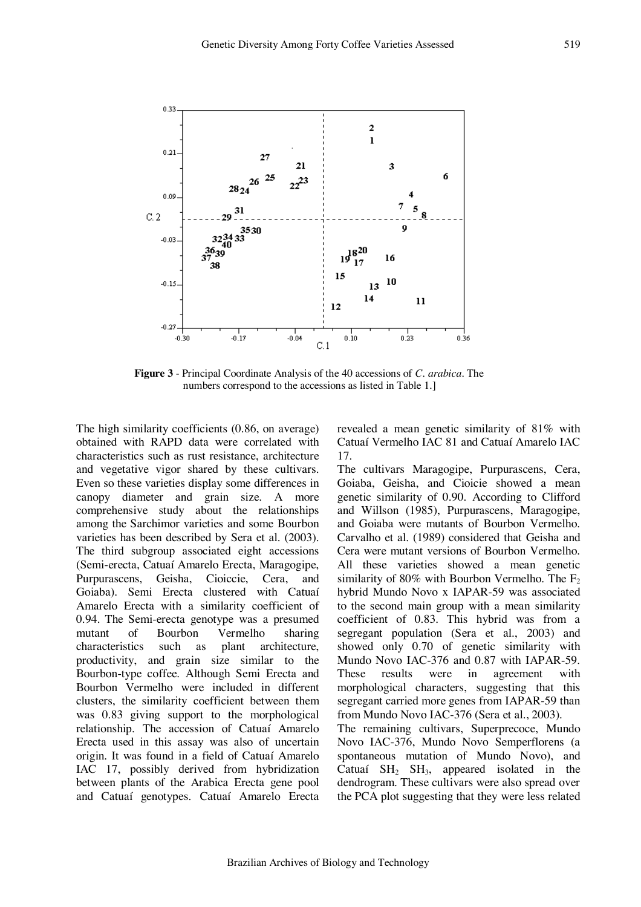**Figure 3** - Principal Coordinate Analysis of the 40 accessions of *C. arabica*. The numbers correspond to the accessions as listed in Table 1.]

The high similarity coefficients (0.86, on average) obtained with RAPD data were correlated with characteristics such as rust resistance, architecture and vegetative vigor shared by these cultivars. Even so these varieties display some differences in canopy diameter and grain size. A more comprehensive study about the relationships among the Sarchimor varieties and some Bourbon varieties has been described by Sera et al. (2003). The third subgroup associated eight accessions (Semi-erecta, Catuaí Amarelo Erecta, Maragogipe, Purpurascens, Geisha, Cioiccie, Cera, and Goiaba). Semi Erecta clustered with Catuaí Amarelo Erecta with a similarity coefficient of 0.94. The Semi-erecta genotype was a presumed mutant of Bourbon Vermelho sharing characteristics such as plant architecture, productivity, and grain size similar to the Bourbon-type coffee. Although Semi Erecta and Bourbon Vermelho were included in different clusters, the similarity coefficient between them was 0.83 giving support to the morphological relationship. The accession of Catuaí Amarelo Erecta used in this assay was also of uncertain origin. It was found in a field of Catuaí Amarelo IAC 17, possibly derived from hybridization between plants of the Arabica Erecta gene pool and Catuaí genotypes. Catuaí Amarelo Erecta revealed a mean genetic similarity of 81% with Catuaí Vermelho IAC 81 and Catuaí Amarelo IAC 17.

The cultivars Maragogipe, Purpurascens, Cera, Goiaba, Geisha, and Cioicie showed a mean genetic similarity of 0.90. According to Clifford and Willson (1985), Purpurascens, Maragogipe, and Goiaba were mutants of Bourbon Vermelho. Carvalho et al. (1989) considered that Geisha and Cera were mutant versions of Bourbon Vermelho. All these varieties showed a mean genetic similarity of 80% with Bourbon Vermelho. The $F_2$ hybrid Mundo Novo x IAPAR-59 was associated to the second main group with a mean similarity coefficient of 0.83. This hybrid was from a segregant population (Sera et al., 2003) and showed only 0.70 of genetic similarity with Mundo Novo IAC-376 and 0.87 with IAPAR-59. These results were in agreement with morphological characters, suggesting that this segregant carried more genes from IAPAR-59 than from Mundo Novo IAC-376 (Sera et al., 2003).

The remaining cultivars, Superprecoce, Mundo Novo IAC-376, Mundo Novo Semperflorens (a spontaneous mutation of Mundo Novo), and Catuaí $SH_2$ $SH_3$, appeared isolated in the dendrogram. These cultivars were also spread over the PCA plot suggesting that they were less related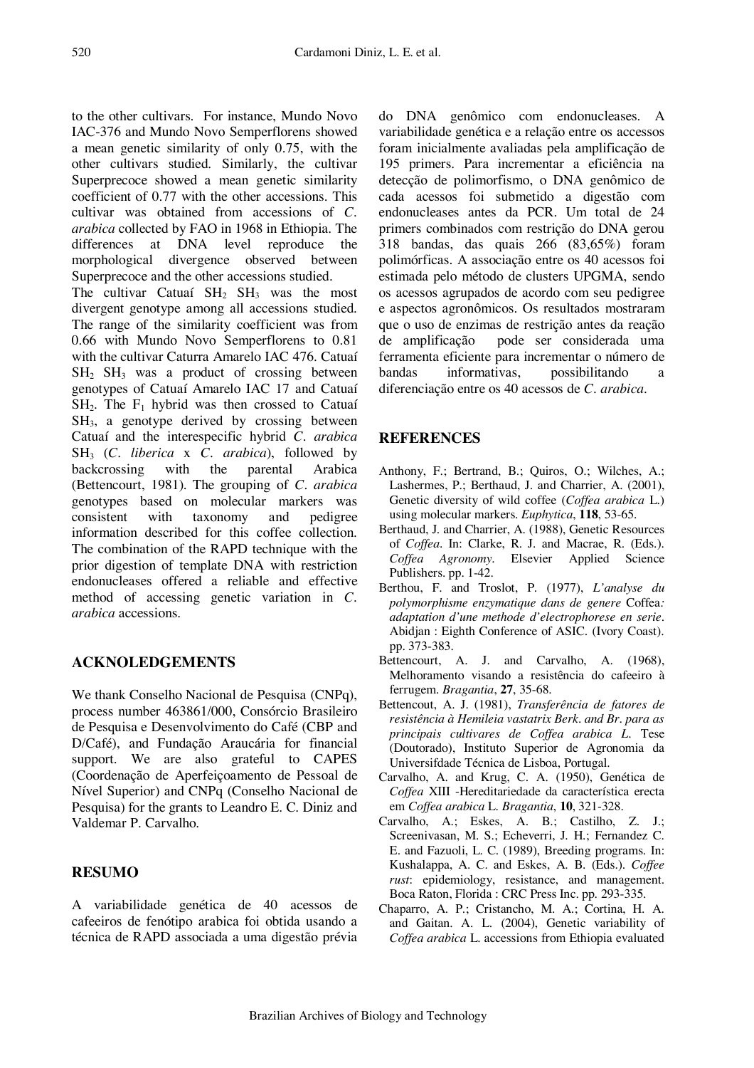to the other cultivars. For instance, Mundo Novo IAC-376 and Mundo Novo Semperflorens showed a mean genetic similarity of only 0.75, with the other cultivars studied. Similarly, the cultivar Superprecoce showed a mean genetic similarity coefficient of 0.77 with the other accessions. This cultivar was obtained from accessions of *C. arabica* collected by FAO in 1968 in Ethiopia. The differences at DNA level reproduce the morphological divergence observed between Superprecoce and the other accessions studied.

The cultivar Catuaí $SH_2$ $SH_3$ was the most divergent genotype among all accessions studied. The range of the similarity coefficient was from 0.66 with Mundo Novo Semperflorens to 0.81 with the cultivar Caturra Amarelo IAC 476. Catuaí $SH_2$ $SH_3$ was a product of crossing between genotypes of Catuaí Amarelo IAC 17 and Catuaí $SH_2$. The $F_1$ hybrid was then crossed to Catuaí $SH_3$, a genotype derived by crossing between Catuaí and the interespecific hybrid *C. arabica* $SH_3$ (*C. liberica* x *C. arabica*), followed by backcrossing with the parental Arabica (Bettencourt, 1981). The grouping of *C. arabica* genotypes based on molecular markers was consistent with taxonomy and pedigree information described for this coffee collection. The combination of the RAPD technique with the prior digestion of template DNA with restriction endonucleases offered a reliable and effective method of accessing genetic variation in *C. arabica* accessions.

## ACKNOLEDGEMENTS

We thank Conselho Nacional de Pesquisa (CNPq), process number 463861/000, Consórcio Brasileiro de Pesquisa e Desenvolvimento do Café (CBP and D/Café), and Fundação Araucária for financial support. We are also grateful to CAPES (Coordenação de Aperfeiçoamento de Pessoal de Nível Superior) and CNPq (Conselho Nacional de Pesquisa) for the grants to Leandro E. C. Diniz and Valdemar P. Carvalho.

## RESUMO

A variabilidade genética de 40 acessos de cafeeiros de fenótipo arabica foi obtida usando a técnica de RAPD associada a uma digestão prévia do DNA genômico com endonucleases. A variabilidade genética e a relação entre os accessos foram inicialmente avaliadas pela amplificação de 195 primers. Para incrementar a eficiência na detecção de polimorfismo, o DNA genômico de cada acessos foi submetido a digestão com endonucleases antes da PCR. Um total de 24 primers combinados com restrição do DNA gerou 318 bandas, das quais 266 (83,65%) foram polimórficas. A associação entre os 40 acessos foi estimada pelo método de clusters UPGMA, sendo os acessos agrupados de acordo com seu pedigree e aspectos agronômicos. Os resultados mostraram que o uso de enzimas de restrição antes da reação de amplificação pode ser considerada uma ferramenta eficiente para incrementar o número de bandas informativas, possibilitando a diferenciação entre os 40 acessos de *C. arabica*.

## REFERENCES

Anthony, F.; Bertrand, B.; Quiros, O.; Wilches, A.; Lashermes, P.; Berthaud, J. and Charrier, A. (2001), Genetic diversity of wild coffee (*Coffea arabica* L.) using molecular markers. *Euphytica*, **118**, 53-65.

Berthaud, J. and Charrier, A. (1988), Genetic Resources of *Coffea*. In: Clarke, R. J. and Macrae, R. (Eds.). *Coffea Agronomy*. Elsevier Applied Science Publishers. pp. 1-42.

Berthou, F. and Troslot, P. (1977), *L'analyse du polymorphisme enzymatique dans de genere* Coffea*: adaptation d'une methode d'electrophorese en serie*. Abidjan : Eighth Conference of ASIC. (Ivory Coast). pp. 373-383.

Bettencourt, A. J. and Carvalho, A. (1968), Melhoramento visando a resistência do cafeeiro à ferrugem. *Bragantia*, **27**, 35-68.

Bettencout, A. J. (1981), *Transferência de fatores de resistência à Hemileia vastatrix Berk. and Br. para as principais cultivares de Coffea arabica L.* Tese (Doutorado), Instituto Superior de Agronomia da Universfdade Técnica de Lisboa, Portugal.

Carvalho, A. and Krug, C. A. (1950), Genética de *Coffea* XIII -Hereditariedade da característica erecta em *Coffea arabica* L. *Bragantia*, **10**, 321-328.

Carvalho, A.; Eskes, A. B.; Castilho, Z. J.; Screenivasan, M. S.; Echeverri, J. H.; Fernandez C. E. and Fazuoli, L. C. (1989), Breeding programs. In: Kushalappa, A. C. and Eskes, A. B. (Eds.). *Coffee rust*: epidemiology, resistance, and management. Boca Raton, Florida : CRC Press Inc. pp. 293-335.

Chaparro, A. P.; Cristancho, M. A.; Cortina, H. A. and Gaitan. A. L. (2004), Genetic variability of *Coffea arabica* L. accessions from Ethiopia evaluated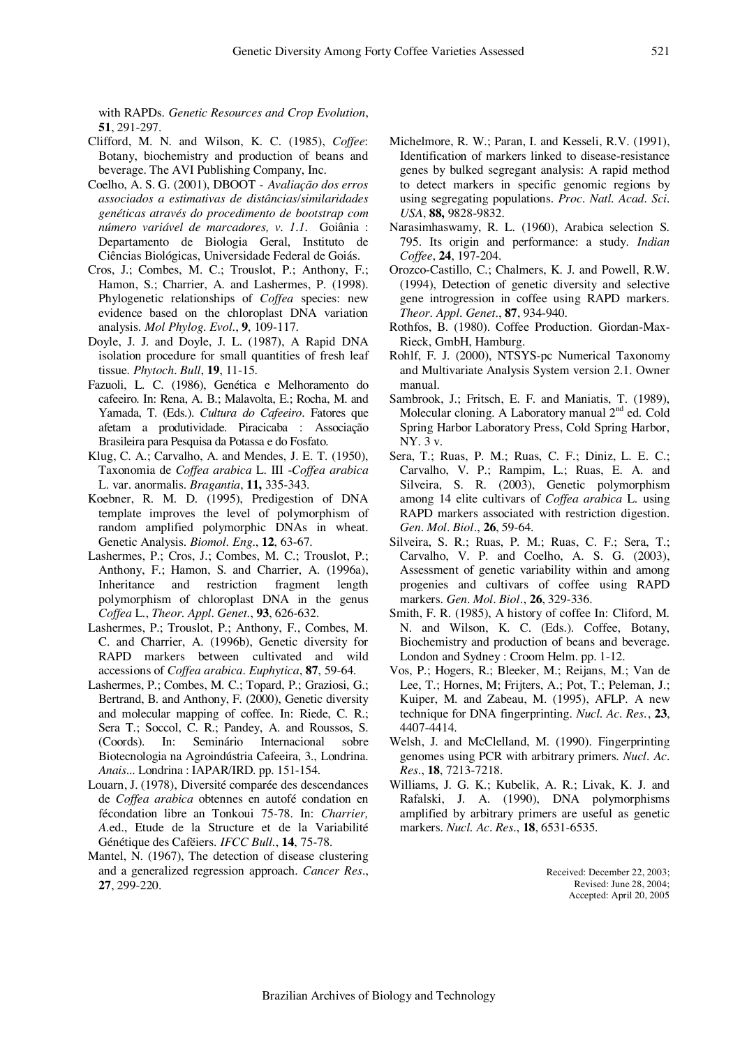with RAPDs. *Genetic Resources and Crop Evolution*, **51**, 291-297.

Clifford, M. N. and Wilson, K. C. (1985), *Coffee*: Botany, biochemistry and production of beans and beverage. The AVI Publishing Company, Inc.

Coelho, A. S. G. (2001), DBOOT - *Avaliação dos erros associados a estimativas de distâncias/similaridades genéticas através do procedimento de bootstrap com número variável de marcadores, v. 1.1.* Goiânia : Departamento de Biologia Geral, Instituto de Ciências Biológicas, Universidade Federal de Goiás.

Cros, J.; Combes, M. C.; Trouslot, P.; Anthony, F.; Hamon, S.; Charrier, A. and Lashermes, P. (1998). Phylogenetic relationships of *Coffea* species: new evidence based on the chloroplast DNA variation analysis. *Mol Phylog. Evol.*, **9**, 109-117.

Doyle, J. J. and Doyle, J. L. (1987), A Rapid DNA isolation procedure for small quantities of fresh leaf tissue. *Phytoch. Bull*, **19**, 11-15.

Fazuoli, L. C. (1986), Genética e Melhoramento do cafeeiro. In: Rena, A. B.; Malavolta, E.; Rocha, M. and Yamada, T. (Eds.). *Cultura do Cafeeiro*. Fatores que afetam a produtividade. Piracicaba : Associação Brasileira para Pesquisa da Potassa e do Fosfato.

Klug, C. A.; Carvalho, A. and Mendes, J. E. T. (1950), Taxonomia de *Coffea arabica* L. III -*Coffea arabica* L. var. anormalis. *Bragantia*, **11,** 335-343.

Koebner, R. M. D. (1995), Predigestion of DNA template improves the level of polymorphism of random amplified polymorphic DNAs in wheat. Genetic Analysis. *Biomol. Eng.*, **12**, 63-67.

Lashermes, P.; Cros, J.; Combes, M. C.; Trouslot, P.; Anthony, F.; Hamon, S. and Charrier, A. (1996a), Inheritance and restriction fragment length polymorphism of chloroplast DNA in the genus *Coffea* L., *Theor. Appl. Genet.*, **93**, 626-632.

Lashermes, P.; Trouslot, P.; Anthony, F., Combes, M. C. and Charrier, A. (1996b), Genetic diversity for RAPD markers between cultivated and wild accessions of *Coffea arabica*. *Euphytica*, **87**, 59-64.

Lashermes, P.; Combes, M. C.; Topard, P.; Graziosi, G.; Bertrand, B. and Anthony, F. (2000), Genetic diversity and molecular mapping of coffee. In: Riede, C. R.; Sera T.; Soccol, C. R.; Pandey, A. and Roussos, S. (Coords). In: Seminário Internacional sobre Biotecnologia na Agroindústria Cafeeira, 3., Londrina. *Anais*... Londrina : IAPAR/IRD. pp. 151-154.

Louarn, J. (1978), Diversité comparée des descendances de *Coffea arabica* obtennes en autofé condation en fécondation libre an Tonkoui 75-78. In: *Charrier, A.*ed., Etude de la Structure et de la Variabilité Génétique des Caféiers. *IFCC Bull.*, **14**, 75-78.

Mantel, N. (1967), The detection of disease clustering and a generalized regression approach. *Cancer Res.*, **27**, 299-220.

Michelmore, R. W.; Paran, I. and Kesseli, R.V. (1991), Identification of markers linked to disease-resistance genes by bulked segregant analysis: A rapid method to detect markers in specific genomic regions by using segregating populations. *Proc. Natl. Acad. Sci. USA*, **88,** 9828-9832.

Narasimhaswamy, R. L. (1960), Arabica selection S. 795. Its origin and performance: a study. *Indian Coffee*, **24**, 197-204.

Orozco-Castillo, C.; Chalmers, K. J. and Powell, R.W. (1994), Detection of genetic diversity and selective gene introgression in coffee using RAPD markers. *Theor. Appl. Genet.*, **87**, 934-940.

Rothfos, B. (1980). Coffee Production. Giordan-Max-Rieck, GmbH, Hamburg.

Rohlf, F. J. (2000), NTSYS-pc Numerical Taxonomy and Multivariate Analysis System version 2.1. Owner manual.

Sambrook, J.; Fritsch, E. F. and Maniatis, T. (1989), Molecular cloning. A Laboratory manual 2nd ed. Cold Spring Harbor Laboratory Press, Cold Spring Harbor, NY. 3 v.

Sera, T.; Ruas, P. M.; Ruas, C. F.; Diniz, L. E. C.; Carvalho, V. P.; Rampim, L.; Ruas, E. A. and Silveira, S. R. (2003), Genetic polymorphism among 14 elite cultivars of *Coffea arabica* L. using RAPD markers associated with restriction digestion. *Gen. Mol. Biol*., **26**, 59-64.

Silveira, S. R.; Ruas, P. M.; Ruas, C. F.; Sera, T.; Carvalho, V. P. and Coelho, A. S. G. (2003), Assessment of genetic variability within and among progenies and cultivars of coffee using RAPD markers. *Gen. Mol. Biol*., **26**, 329-336.

Smith, F. R. (1985), A history of coffee In: Cliford, M. N. and Wilson, K. C. (Eds.). Coffee, Botany, Biochemistry and production of beans and beverage. London and Sydney : Croom Helm. pp. 1-12.

Vos, P.; Hogers, R.; Bleeker, M.; Reijans, M.; Van de Lee, T.; Hornes, M; Frijters, A.; Pot, T.; Peleman, J.; Kuiper, M. and Zabeau, M. (1995), AFLP. A new technique for DNA fingerprinting. *Nucl. Ac. Res.*, **23**, 4407-4414.

Welsh, J. and McClelland, M. (1990). Fingerprinting genomes using PCR with arbitrary primers. *Nucl. Ac. Res*., **18**, 7213-7218.

Williams, J. G. K.; Kubelik, A. R.; Livak, K. J. and Rafalski, J. A. (1990), DNA polymorphisms amplified by arbitrary primers are useful as genetic markers. *Nucl. Ac. Res*., **18**, 6531-6535.

Received: December 22, 2003;
Revised: June 28, 2004;
Accepted: April 20, 2005